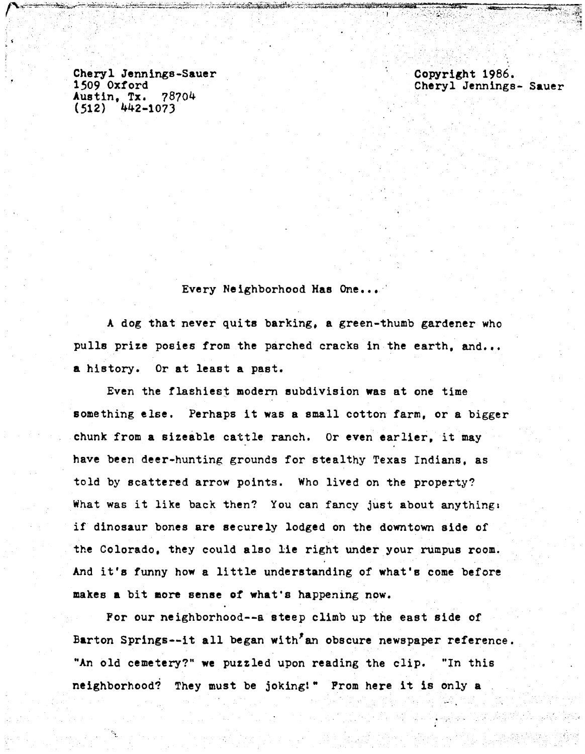Cheryl Jennings-Sauer
1509 Oxford
Austin, Tx. 78704
(512) 442-1073

Copyright 1986.
Cheryl Jennings- Sauer

# Every Neighborhood Has One...

A dog that never quits barking, a green-thumb gardener who pulls prize posies from the parched cracks in the earth, and... a history. Or at least a past.

Even the flashiest modern subdivision was at one time something else. Perhaps it was a small cotton farm, or a bigger chunk from a sizeable cattle ranch. Or even earlier, it may have been deer-hunting grounds for stealthy Texas Indians, as told by scattered arrow points. Who lived on the property? What was it like back then? You can fancy just about anything: if dinosaur bones are securely lodged on the downtown side of the Colorado, they could also lie right under your rumpus room. And it's funny how a little understanding of what's come before makes a bit more sense of what's happening now.

For our neighborhood--a steep climb up the east side of Barton Springs--it all began with an obscure newspaper reference. "An old cemetery?" we puzzled upon reading the clip. "In this neighborhood? They must be joking!" From here it is only a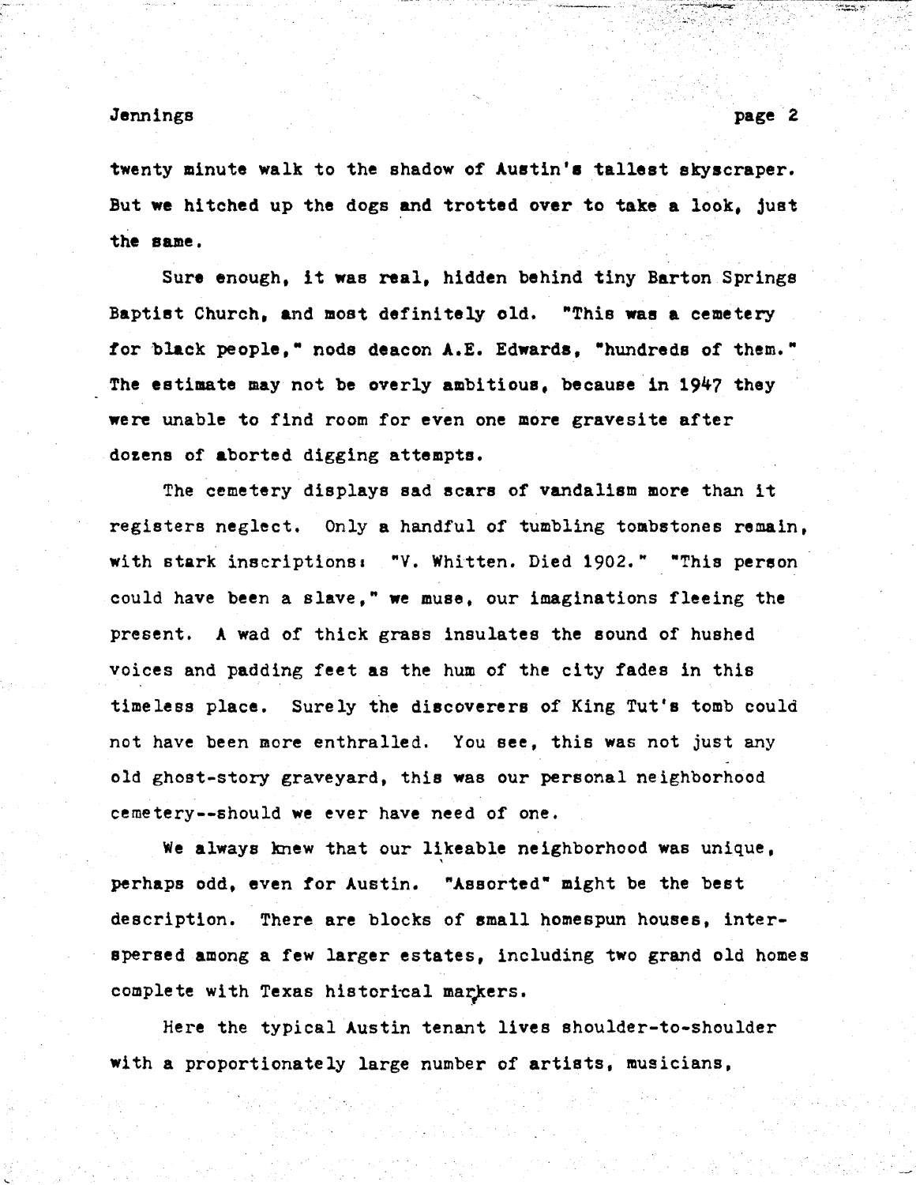twenty minute walk to the shadow of Austin's tallest skyscraper. But we hitched up the dogs and trotted over to take a look, just the same.

Sure enough, it was real, hidden behind tiny Barton Springs Baptist Church, and most definitely old. "This was a cemetery for black people," nods deacon A.E. Edwards, "hundreds of them." The estimate may not be overly ambitious, because in 1947 they were unable to find room for even one more gravesite after dozens of aborted digging attempts.

The cemetery displays sad scars of vandalism more than it registers neglect. Only a handful of tumbling tombstones remain, with stark inscriptions: "V. Whitten. Died 1902." "This person could have been a slave," we muse, our imaginations fleeing the present. A wad of thick grass insulates the sound of hushed voices and padding feet as the hum of the city fades in this timeless place. Surely the discoverers of King Tut's tomb could not have been more enthralled. You see, this was not just any old ghost-story graveyard, this was our personal neighborhood cemetery--should we ever have need of one.

We always knew that our likeable neighborhood was unique, perhaps odd, even for Austin. "Assorted" might be the best description. There are blocks of small homespun houses, interspersed among a few larger estates, including two grand old homes complete with Texas historical markers.

Here the typical Austin tenant lives shoulder-to-shoulder with a proportionately large number of artists, musicians,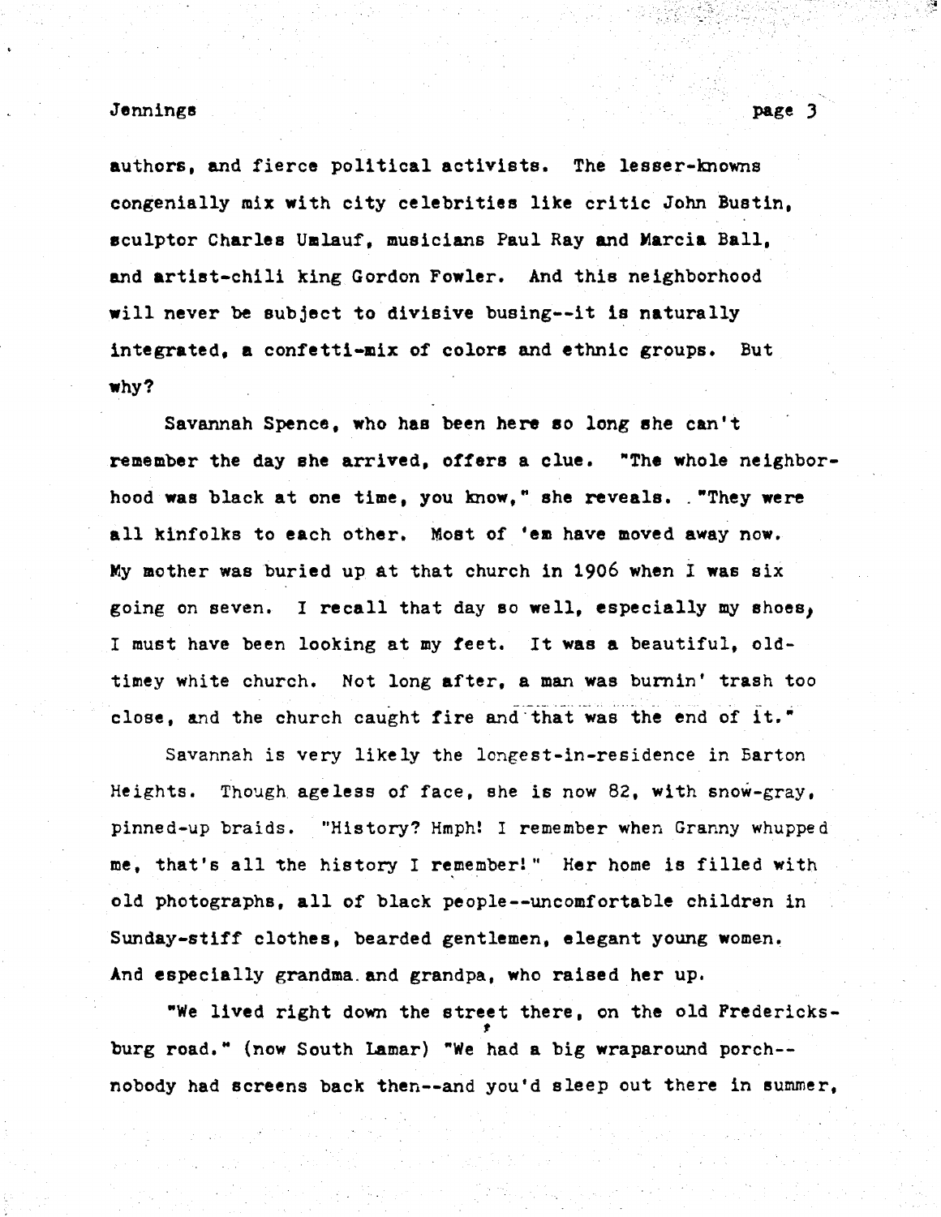authors, and fierce political activists. The lesser-knowns congenially mix with city celebrities like critic John Bustin, sculptor Charles Umlauf, musicians Paul Ray and Marcia Ball, and artist-chili king Gordon Fowler. And this neighborhood will never be subject to divisive busing--it is naturally integrated, a confetti-mix of colors and ethnic groups. But why?

Savannah Spence, who has been here so long she can't remember the day she arrived, offers a clue. "The whole neighborhood was black at one time, you know," she reveals. "They were all kinfolks to each other. Most of 'em have moved away now. My mother was buried up at that church in 1906 when I was six going on seven. I recall that day so well, especially my shoes, I must have been looking at my feet. It was a beautiful, old-timey white church. Not long after, a man was burnin' trash too close, and the church caught fire and that was the end of it."

Savannah is very likely the longest-in-residence in Barton Heights. Though ageless of face, she is now 82, with snow-gray, pinned-up braids. "History? Hmph! I remember when Granny whupped me, that's all the history I remember!" Her home is filled with old photographs, all of black people--uncomfortable children in Sunday-stiff clothes, bearded gentlemen, elegant young women. And especially grandma and grandpa, who raised her up.

"We lived right down the street there, on the old Fredericksburg road." (now South Lamar) "We had a big wraparound porch--nobody had screens back then--and you'd sleep out there in summer,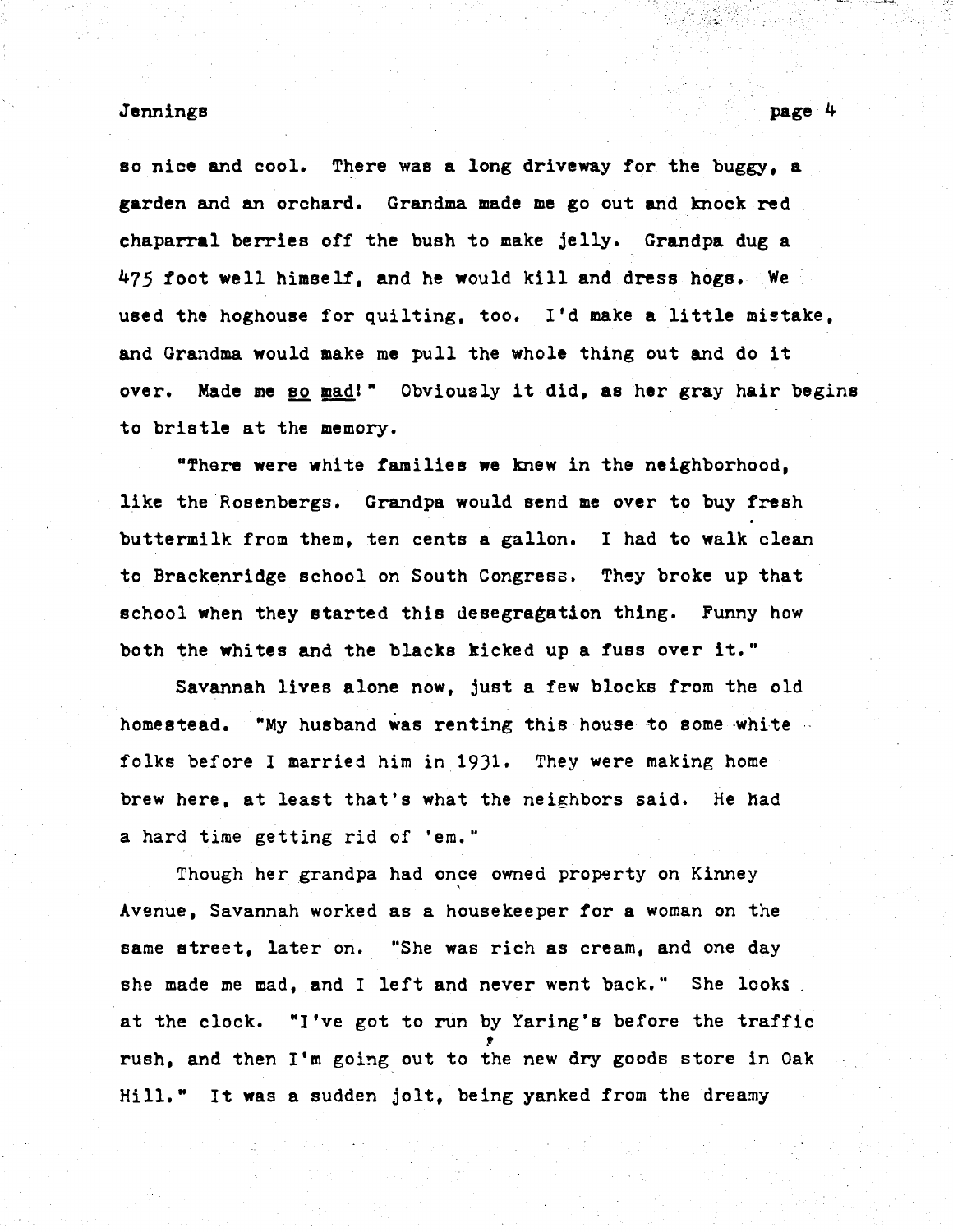so nice and cool. There was a long driveway for the buggy, a garden and an orchard. Grandma made me go out and knock red chaparral berries off the bush to make jelly. Grandpa dug a 475 foot well himself, and he would kill and dress hogs. We used the hoghouse for quilting, too. I'd make a little mistake, and Grandma would make me pull the whole thing out and do it over. Made me <u>so mad</u>!" Obviously it did, as her gray hair begins to bristle at the memory.

"There were white families we knew in the neighborhood, like the Rosenbergs. Grandpa would send me over to buy fresh buttermilk from them, ten cents a gallon. I had to walk clean to Brackenridge school on South Congress. They broke up that school when they started this desegragation thing. Funny how both the whites and the blacks kicked up a fuss over it."

Savannah lives alone now, just a few blocks from the old homestead. "My husband was renting this house to some white folks before I married him in 1931. They were making home brew here, at least that's what the neighbors said. He had a hard time getting rid of 'em."

Though her grandpa had once owned property on Kinney Avenue, Savannah worked as a housekeeper for a woman on the same street, later on. "She was rich as cream, and one day she made me mad, and I left and never went back." She looks at the clock. "I've got to run by Yaring's before the traffic rush, and then I'm going out to the new dry goods store in Oak Hill." It was a sudden jolt, being yanked from the dreamy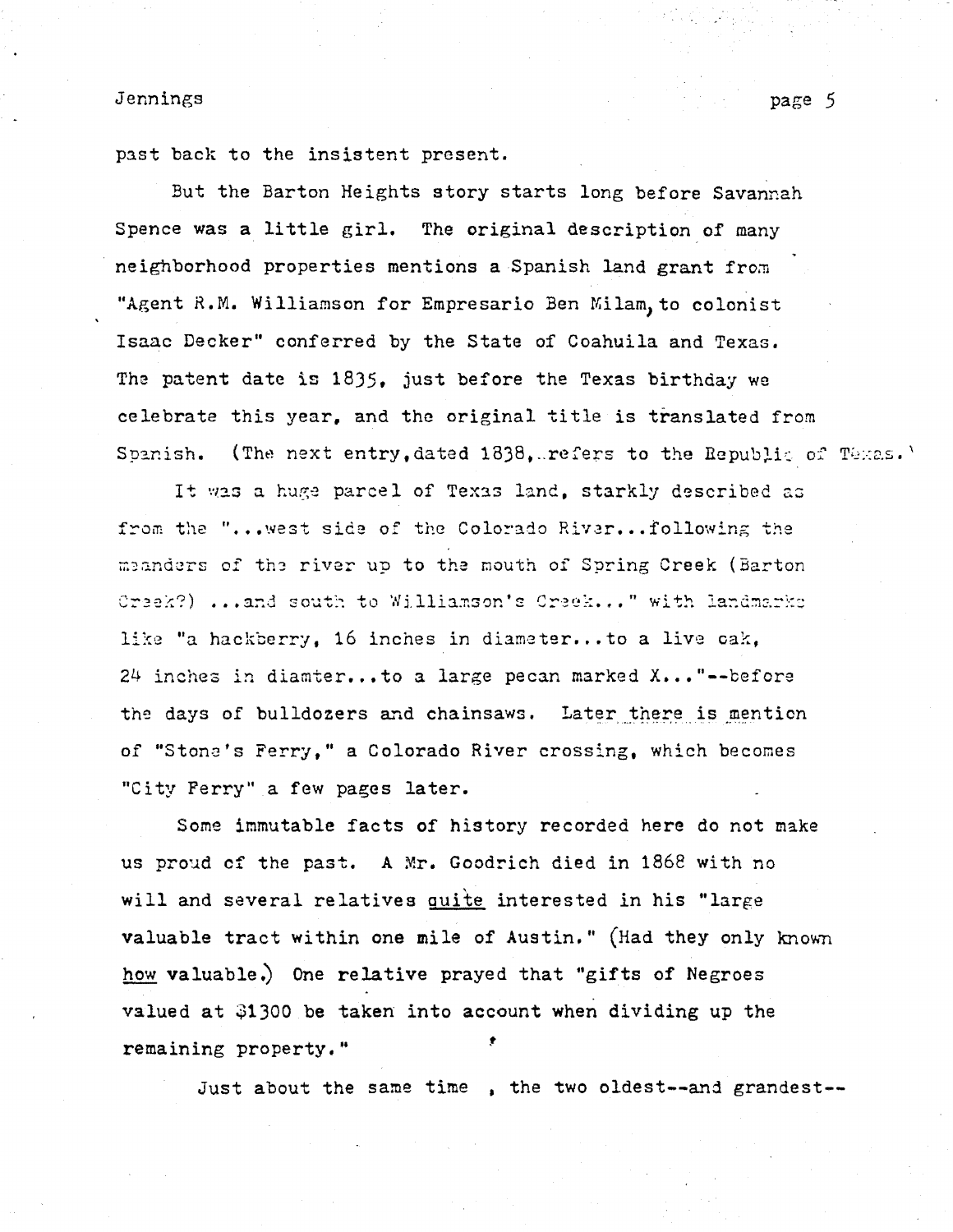past back to the insistent present.

But the Barton Heights story starts long before Savannah Spence was a little girl. The original description of many neighborhood properties mentions a Spanish land grant from "Agent R.M. Williamson for Empresario Ben Milam, to colonist Isaac Decker" conferred by the State of Coahuila and Texas. The patent date is 1835, just before the Texas birthday we celebrate this year, and the original title is translated from Spanish. (The next entry, dated 1838, refers to the Republic of Texas.)

It was a huge parcel of Texas land, starkly described as from the "...west side of the Colorado River...following the meanders of the river up to the mouth of Spring Creek (Barton Creek?) ...and south to Williamson's Creek..." with landmarks like "a hackberry, 16 inches in diameter...to a live oak, 24 inches in diamter...to a large pecan marked X..."--before the days of bulldozers and chainsaws. Later there is mention of "Stone's Ferry," a Colorado River crossing, which becomes "City Ferry" a few pages later.

Some immutable facts of history recorded here do not make us proud of the past. A Mr. Goodrich died in 1868 with no will and several relatives <u>quite</u> interested in his "large valuable tract within one mile of Austin." (Had they only known <u>how</u> valuable.) One relative prayed that "gifts of Negroes valued at $1300 be taken into account when dividing up the remaining property."

Just about the same time , the two oldest--and grandest--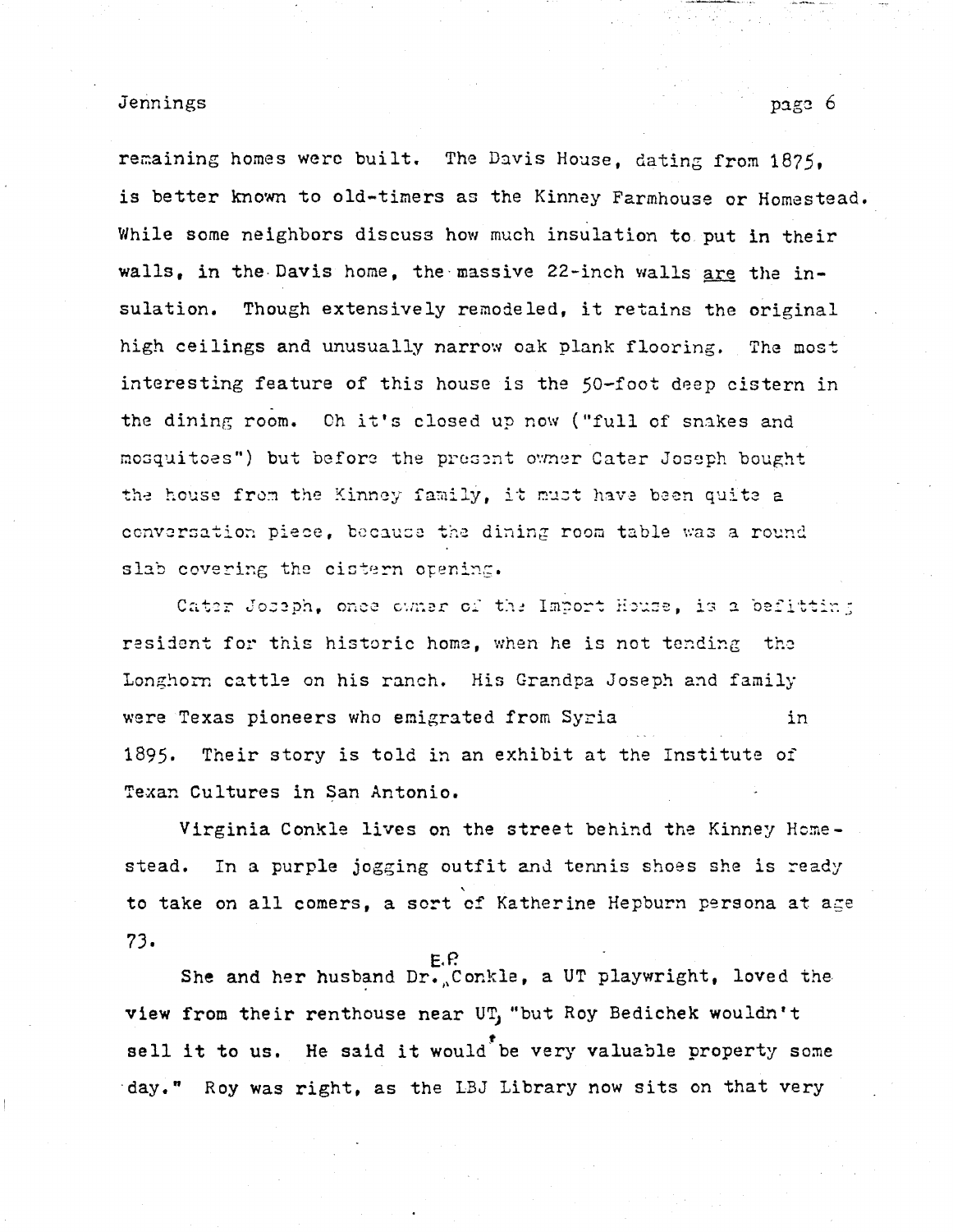remaining homes were built. The Davis House, dating from 1875, is better known to old-timers as the Kinney Farmhouse or Homestead. While some neighbors discuss how much insulation to put in their walls, in the Davis home, the massive 22-inch walls _are_ the insulation. Though extensively remodeled, it retains the original high ceilings and unusually narrow oak plank flooring. The most interesting feature of this house is the 50-foot deep cistern in the dining room. Oh it's closed up now ("full of snakes and mosquitoes") but before the present owner Cater Joseph bought the house from the Kinney family, it must have been quite a conversation piece, because the dining room table was a round slab covering the cistern opening.

Cater Joseph, once owner of the Import House, is a befitting resident for this historic home, when he is not tending the Longhorn cattle on his ranch. His Grandpa Joseph and family were Texas pioneers who emigrated from Syria in 1895. Their story is told in an exhibit at the Institute of Texan Cultures in San Antonio.

Virginia Conkle lives on the street behind the Kinney Homestead. In a purple jogging outfit and tennis shoes she is ready to take on all comers, a sort of Katherine Hepburn persona at age 73.

She and her husband Dr. E.P. Conkle, a UT playwright, loved the view from their renthouse near UT, "but Roy Bedichek wouldn't sell it to us. He said it would be very valuable property some day." Roy was right, as the LBJ Library now sits on that very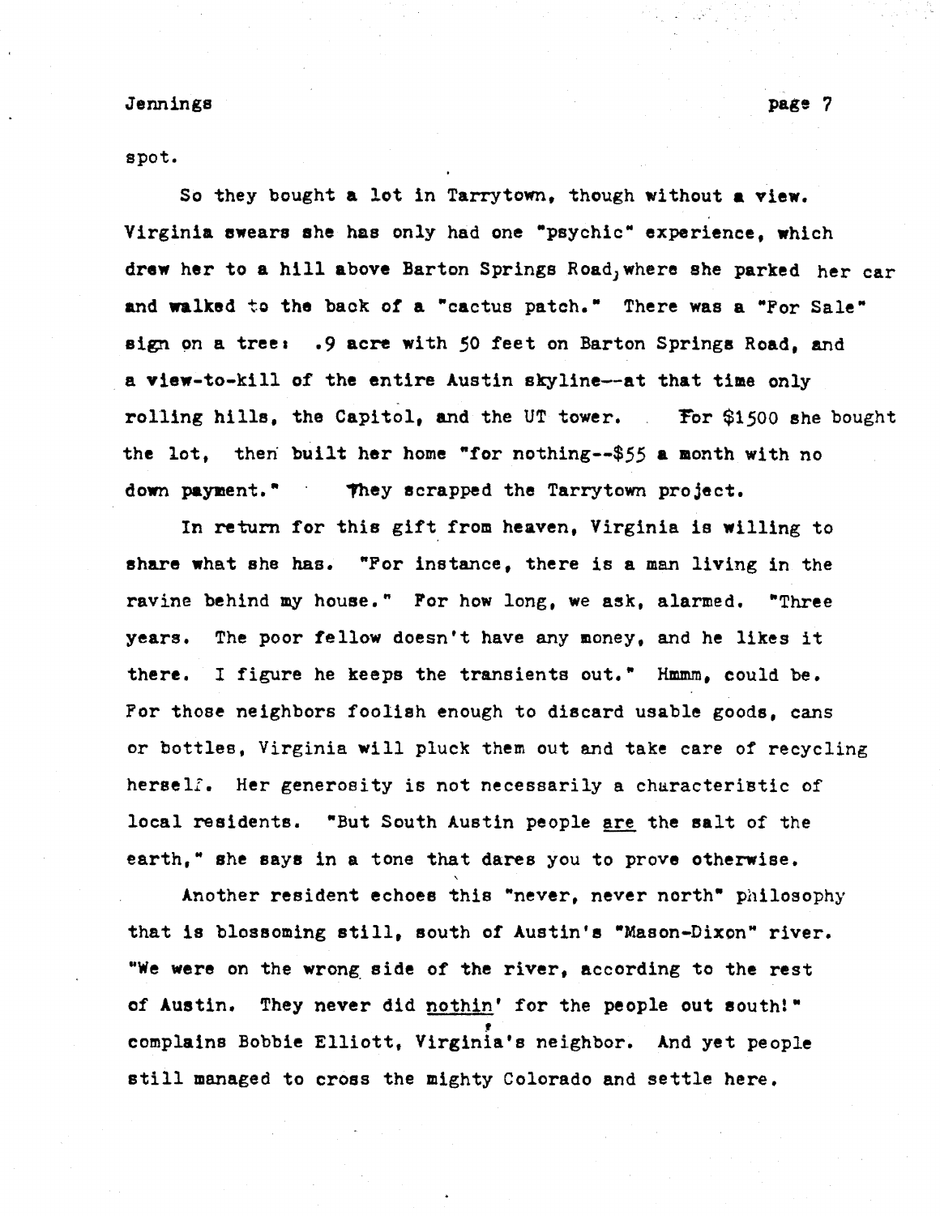spot.

So they bought a lot in Tarrytown, though without a view. Virginia swears she has only had one "psychic" experience, which drew her to a hill above Barton Springs Road, where she parked her car and walked to the back of a "cactus patch." There was a "For Sale" sign on a tree: .9 acre with 50 feet on Barton Springs Road, and a view-to-kill of the entire Austin skyline--at that time only rolling hills, the Capitol, and the UT tower. For $1500 she bought the lot, then built her home "for nothing--$55 a month with no down payment." They scrapped the Tarrytown project.

In return for this gift from heaven, Virginia is willing to share what she has. "For instance, there is a man living in the ravine behind my house." For how long, we ask, alarmed. "Three years. The poor fellow doesn't have any money, and he likes it there. I figure he keeps the transients out." Hmmm, could be. For those neighbors foolish enough to discard usable goods, cans or bottles, Virginia will pluck them out and take care of recycling herself. Her generosity is not necessarily a characteristic of local residents. "But South Austin people <u>are</u> the salt of the earth," she says in a tone that dares you to prove otherwise.

Another resident echoes this "never, never north" philosophy that is blossoming still, south of Austin's "Mason-Dixon" river. "We were on the wrong side of the river, according to the rest of Austin. They never did <u>nothin</u>' for the people out south!" complains Bobbie Elliott, Virginia's neighbor. And yet people still managed to cross the mighty Colorado and settle here.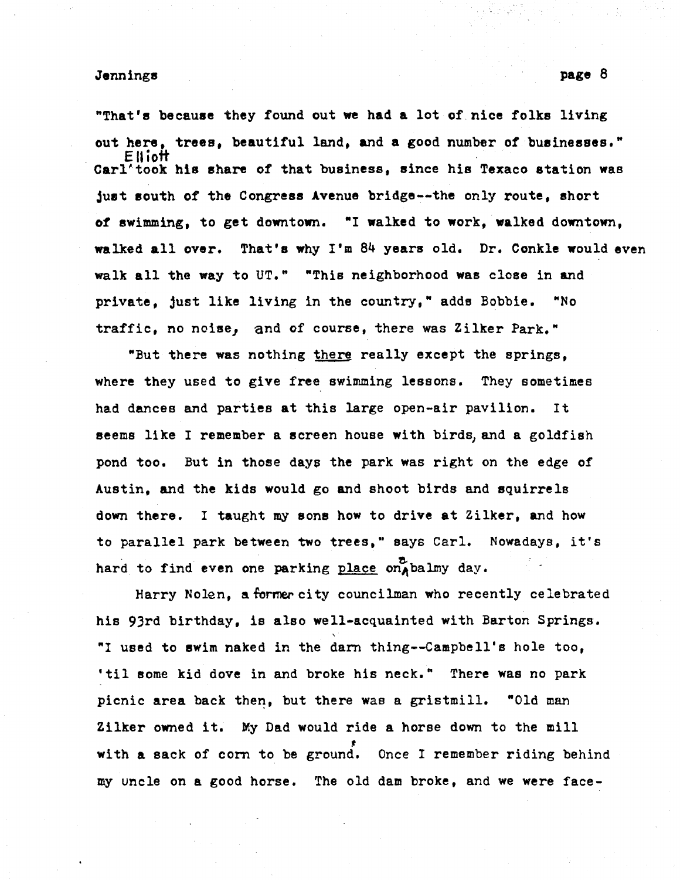"That's because they found out we had a lot of nice folks living out here, trees, beautiful land, and a good number of businesses." Carl Elliott took his share of that business, since his Texaco station was just south of the Congress Avenue bridge--the only route, short of swimming, to get downtown. "I walked to work, walked downtown, walked all over. That's why I'm 84 years old. Dr. Conkle would even walk all the way to UT." "This neighborhood was close in and private, just like living in the country," adds Bobbie. "No traffic, no noise, and of course, there was Zilker Park."

"But there was nothing there really except the springs, where they used to give free swimming lessons. They sometimes had dances and parties at this large open-air pavilion. It seems like I remember a screen house with birds and a goldfish pond too. But in those days the park was right on the edge of Austin, and the kids would go and shoot birds and squirrels down there. I taught my sons how to drive at Zilker, and how to parallel park between two trees," says Carl. Nowadays, it's hard to find even one parking place on a balmy day.

Harry Nolen, a former city councilman who recently celebrated his 93rd birthday, is also well-acquainted with Barton Springs. "I used to swim naked in the darn thing--Campbell's hole too, 'til some kid dove in and broke his neck." There was no park picnic area back then, but there was a gristmill. "Old man Zilker owned it. My Dad would ride a horse down to the mill with a sack of corn to be ground. Once I remember riding behind my uncle on a good horse. The old dam broke, and we were face-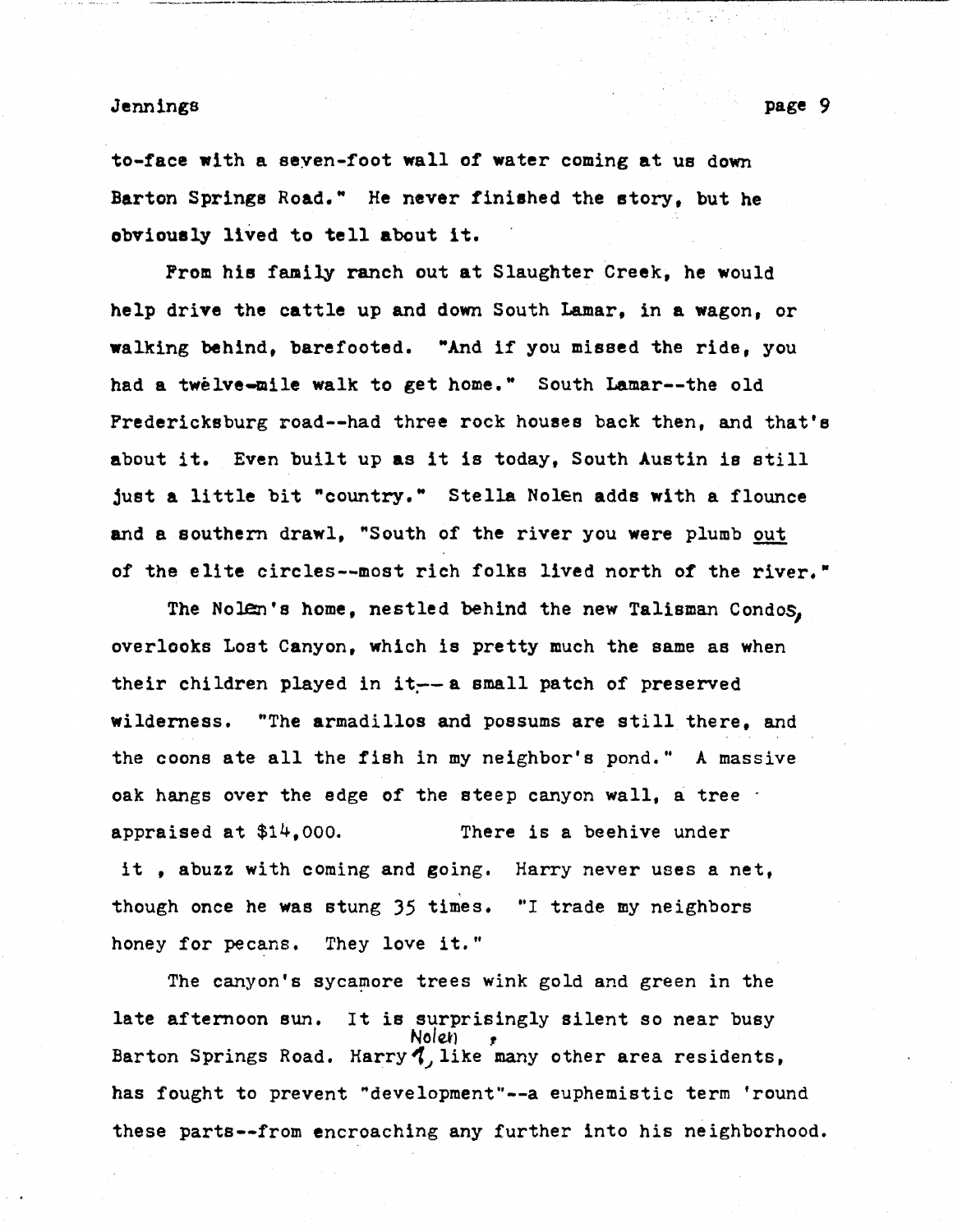to-face with a seven-foot wall of water coming at us down Barton Springs Road." He never finished the story, but he obviously lived to tell about it.

From his family ranch out at Slaughter Creek, he would help drive the cattle up and down South Lamar, in a wagon, or walking behind, barefooted. "And if you missed the ride, you had a twelve-mile walk to get home." South Lamar--the old Fredericksburg road--had three rock houses back then, and that's about it. Even built up as it is today, South Austin is still just a little bit "country." Stella Nolen adds with a flounce and a southern drawl, "South of the river you were plumb out of the elite circles--most rich folks lived north of the river."

The Nolen's home, nestled behind the new Talisman Condos, overlooks Lost Canyon, which is pretty much the same as when their children played in it-- a small patch of preserved wilderness. "The armadillos and possums are still there, and the coons ate all the fish in my neighbor's pond." A massive oak hangs over the edge of the steep canyon wall, a tree appraised at $14,000. There is a beehive under it , abuzz with coming and going. Harry never uses a net, though once he was stung 35 times. "I trade my neighbors honey for pecans. They love it."

The canyon's sycamore trees wink gold and green in the late afternoon sun. It is surprisingly silent so near busy Barton Springs Road. Harry Nolen, like many other area residents, has fought to prevent "development"--a euphemistic term 'round these parts--from encroaching any further into his neighborhood.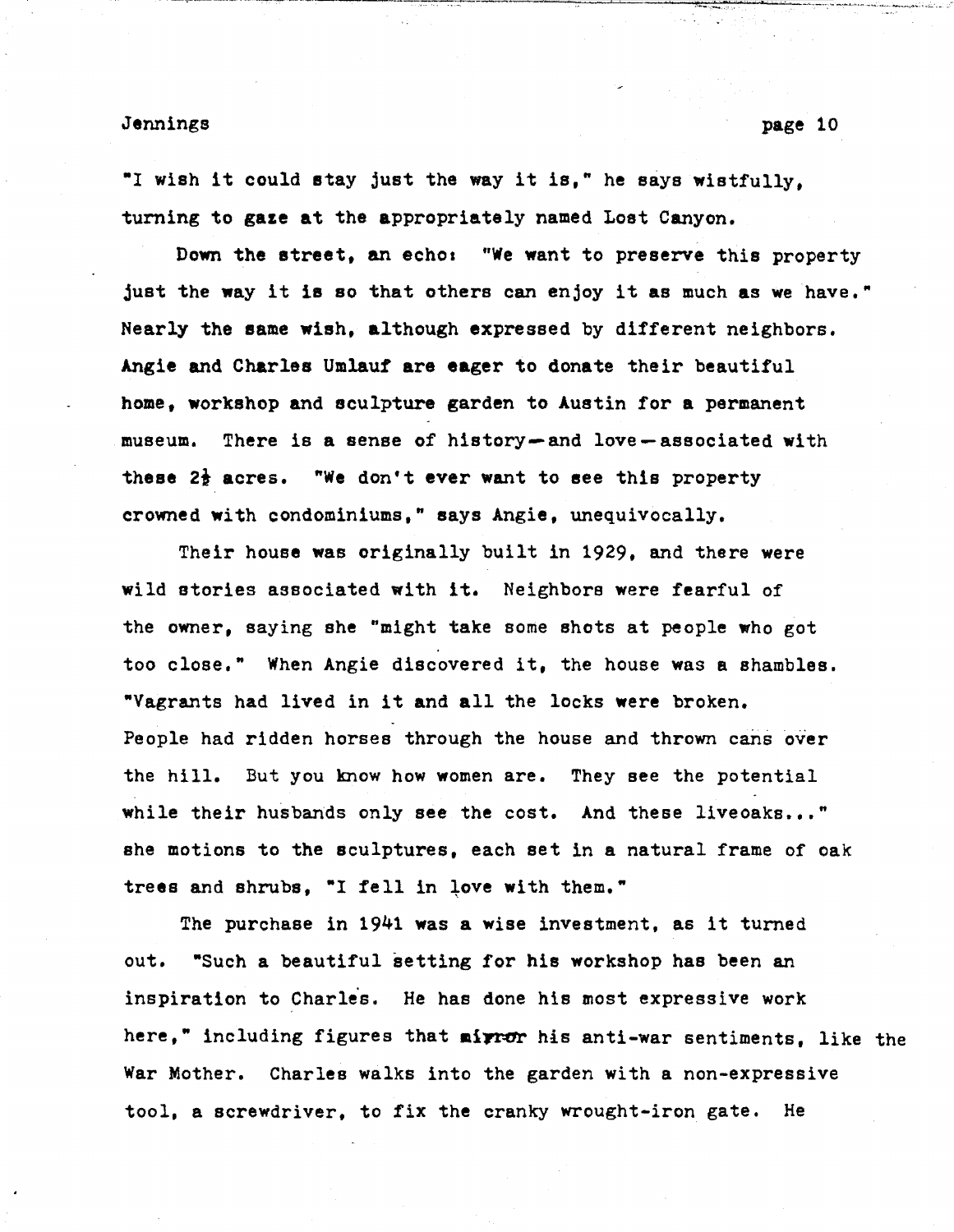"I wish it could stay just the way it is," he says wistfully, turning to gaze at the appropriately named Lost Canyon.

Down the street, an echo: "We want to preserve this property just the way it is so that others can enjoy it as much as we have." Nearly the same wish, although expressed by different neighbors. Angie and Charles Umlauf are eager to donate their beautiful home, workshop and sculpture garden to Austin for a permanent museum. There is a sense of history—and love—associated with these 2½ acres. "We don't ever want to see this property crowned with condominiums," says Angie, unequivocally.

Their house was originally built in 1929, and there were wild stories associated with it. Neighbors were fearful of the owner, saying she "might take some shots at people who got too close." When Angie discovered it, the house was a shambles. "Vagrants had lived in it and all the locks were broken. People had ridden horses through the house and thrown cans over the hill. But you know how women are. They see the potential while their husbands only see the cost. And these liveoaks..." she motions to the sculptures, each set in a natural frame of oak trees and shrubs, "I fell in love with them."

The purchase in 1941 was a wise investment, as it turned out. "Such a beautiful setting for his workshop has been an inspiration to Charles. He has done his most expressive work here," including figures that mirror his anti-war sentiments, like the War Mother. Charles walks into the garden with a non-expressive tool, a screwdriver, to fix the cranky wrought-iron gate. He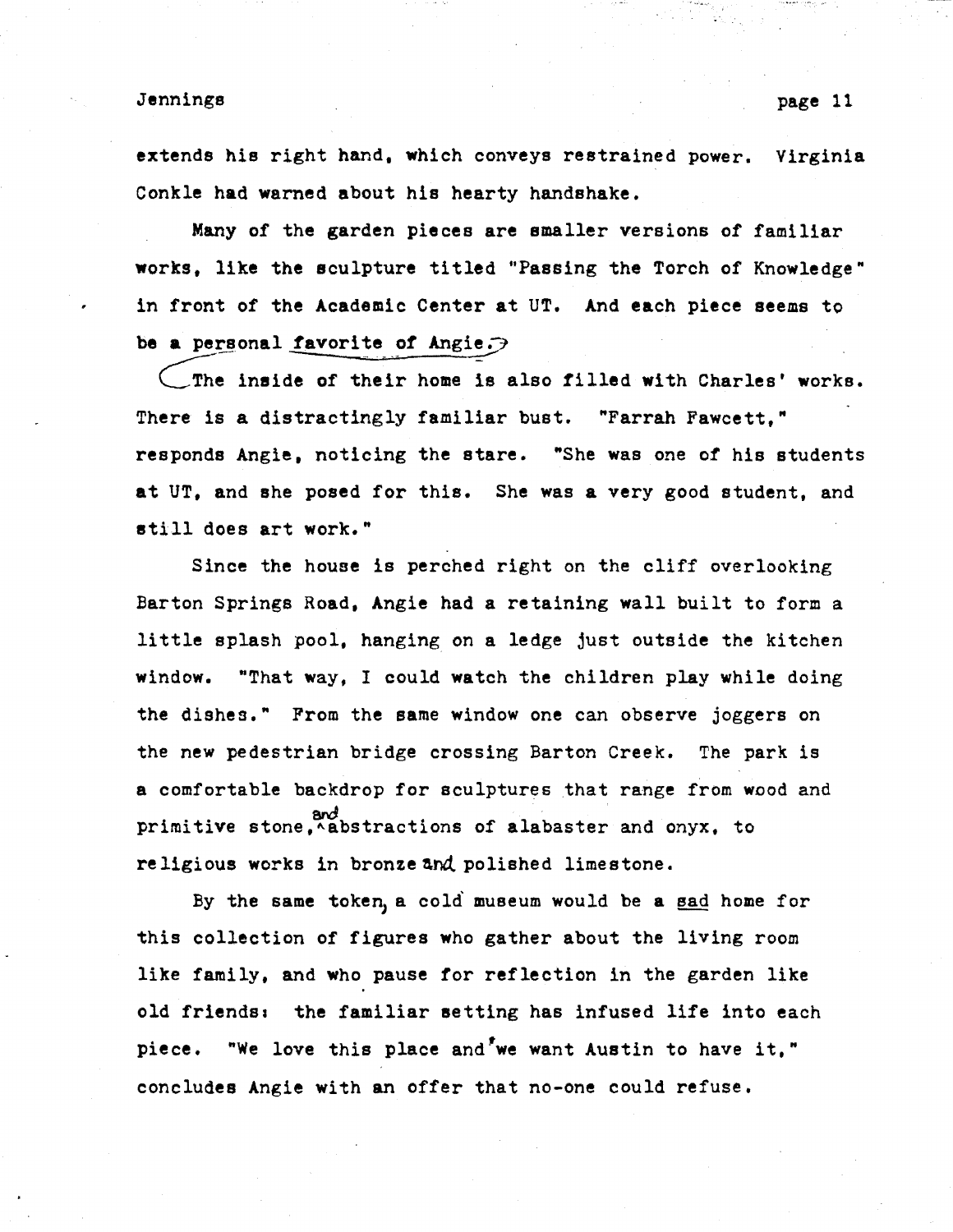extends his right hand, which conveys restrained power. Virginia Conkle had warned about his hearty handshake.

Many of the garden pieces are smaller versions of familiar works, like the sculpture titled "Passing the Torch of Knowledge" in front of the Academic Center at UT. And each piece seems to be a personal favorite of Angie.

The inside of their home is also filled with Charles' works. There is a distractingly familiar bust. "Farrah Fawcett," responds Angie, noticing the stare. "She was one of his students at UT, and she posed for this. She was a very good student, and still does art work."

Since the house is perched right on the cliff overlooking Barton Springs Road, Angie had a retaining wall built to form a little splash pool, hanging on a ledge just outside the kitchen window. "That way, I could watch the children play while doing the dishes." From the same window one can observe joggers on the new pedestrian bridge crossing Barton Creek. The park is a comfortable backdrop for sculptures that range from wood and primitive stone, and abstractions of alabaster and onyx, to religious works in bronze and polished limestone.

By the same token, a cold museum would be a sad home for this collection of figures who gather about the living room like family, and who pause for reflection in the garden like old friends: the familiar setting has infused life into each piece. "We love this place and we want Austin to have it," concludes Angie with an offer that no-one could refuse.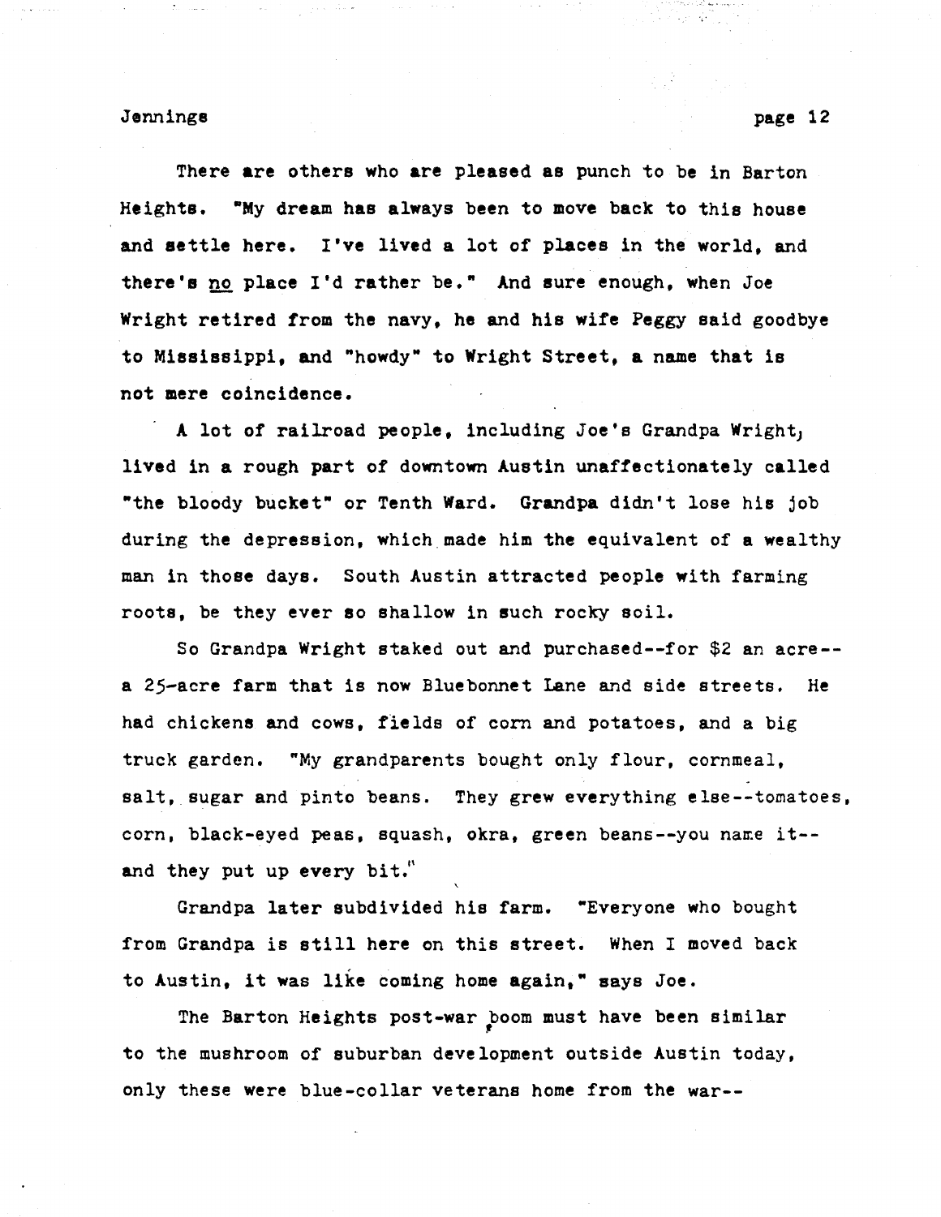There are others who are pleased as punch to be in Barton Heights. "My dream has always been to move back to this house and settle here. I've lived a lot of places in the world, and there's <u>no</u> place I'd rather be." And sure enough, when Joe Wright retired from the navy, he and his wife Peggy said goodbye to Mississippi, and "howdy" to Wright Street, a name that is not mere coincidence.

A lot of railroad people, including Joe's Grandpa Wright, lived in a rough part of downtown Austin unaffectionately called "the bloody bucket" or Tenth Ward. Grandpa didn't lose his job during the depression, which made him the equivalent of a wealthy man in those days. South Austin attracted people with farming roots, be they ever so shallow in such rocky soil.

So Grandpa Wright staked out and purchased--for $2 an acre--a 25-acre farm that is now Bluebonnet Lane and side streets. He had chickens and cows, fields of corn and potatoes, and a big truck garden. "My grandparents bought only flour, cornmeal, salt, sugar and pinto beans. They grew everything else--tomatoes, corn, black-eyed peas, squash, okra, green beans--you name it--and they put up every bit."

Grandpa later subdivided his farm. "Everyone who bought from Grandpa is still here on this street. When I moved back to Austin, it was like coming home again," says Joe.

The Barton Heights post-war boom must have been similar to the mushroom of suburban development outside Austin today, only these were blue-collar veterans home from the war--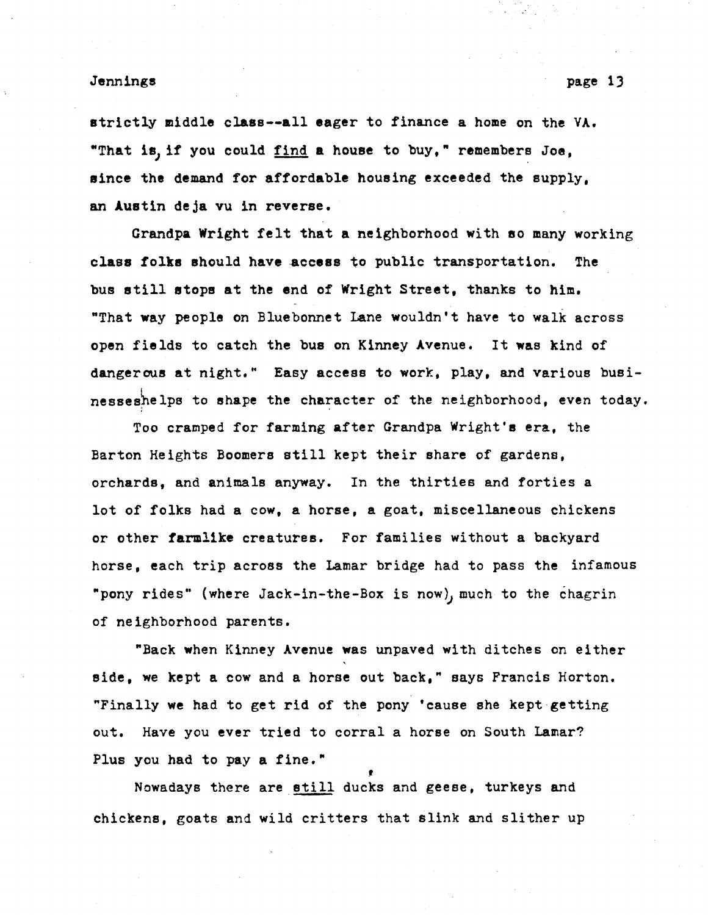strictly middle class--all eager to finance a home on the VA. "That is, if you could _find_ a house to buy," remembers Joe, since the demand for affordable housing exceeded the supply, an Austin deja vu in reverse.

Grandpa Wright felt that a neighborhood with so many working class folks should have access to public transportation. The bus still stops at the end of Wright Street, thanks to him. "That way people on Bluebonnet Lane wouldn't have to walk across open fields to catch the bus on Kinney Avenue. It was kind of dangerous at night." Easy access to work, play, and various businesses helps to shape the character of the neighborhood, even today.

Too cramped for farming after Grandpa Wright's era, the Barton Heights Boomers still kept their share of gardens, orchards, and animals anyway. In the thirties and forties a lot of folks had a cow, a horse, a goat, miscellaneous chickens or other farmlike creatures. For families without a backyard horse, each trip across the Lamar bridge had to pass the infamous "pony rides" (where Jack-in-the-Box is now), much to the chagrin of neighborhood parents.

"Back when Kinney Avenue was unpaved with ditches on either side, we kept a cow and a horse out back," says Francis Horton. "Finally we had to get rid of the pony 'cause she kept getting out. Have you ever tried to corral a horse on South Lamar? Plus you had to pay a fine."

Nowadays there are _still_ ducks and geese, turkeys and chickens, goats and wild critters that slink and slither up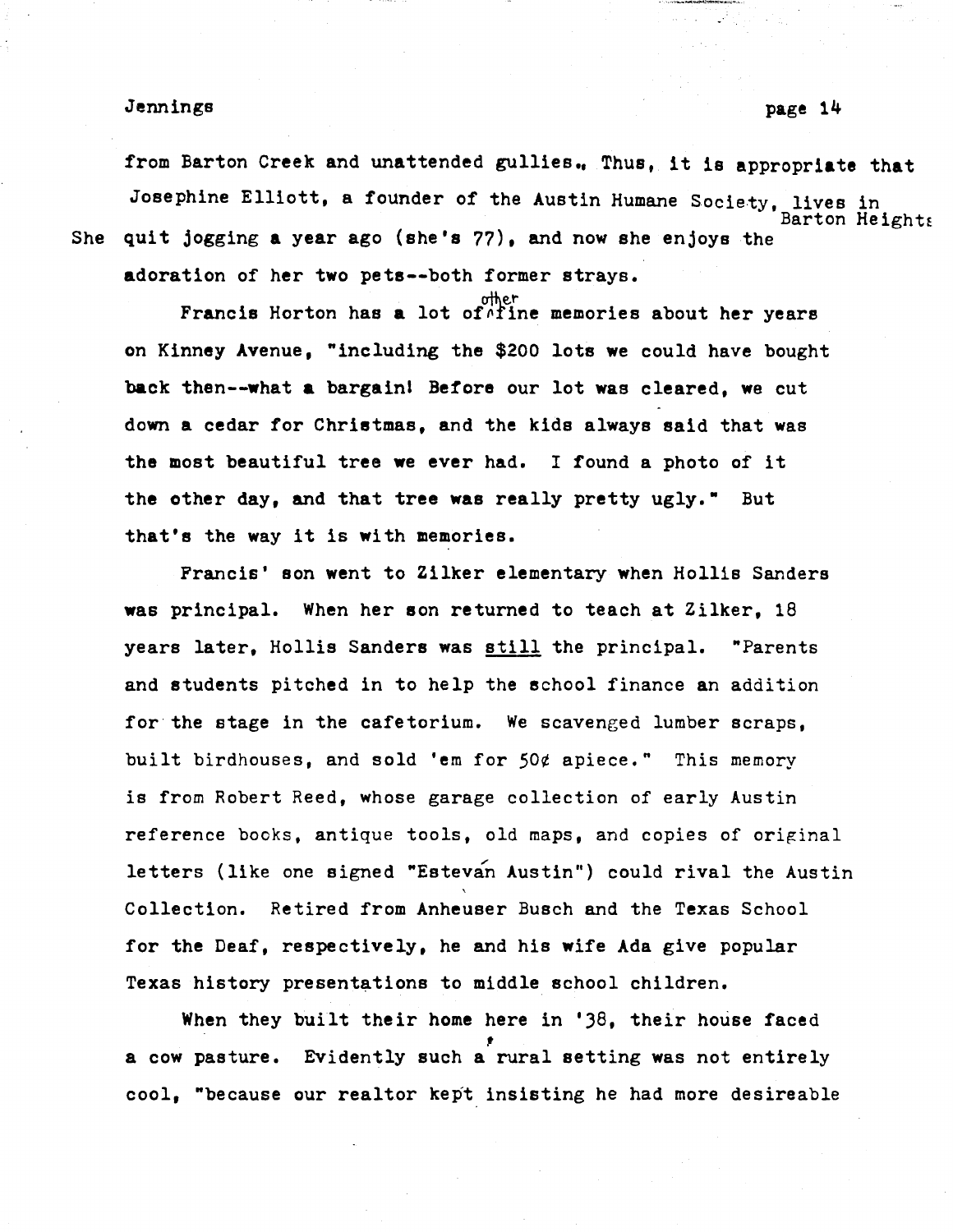from Barton Creek and unattended gullies. Thus, it is appropriate that Josephine Elliott, a founder of the Austin Humane Society, lives in Barton Heights. She quit jogging a year ago (she's 77), and now she enjoys the adoration of her two pets--both former strays.

Francis Horton has a lot of other fine memories about her years on Kinney Avenue, "including the $200 lots we could have bought back then--what a bargain! Before our lot was cleared, we cut down a cedar for Christmas, and the kids always said that was the most beautiful tree we ever had. I found a photo of it the other day, and that tree was really pretty ugly." But that's the way it is with memories.

Francis' son went to Zilker elementary when Hollis Sanders was principal. When her son returned to teach at Zilker, 18 years later, Hollis Sanders was <u>still</u> the principal. "Parents and students pitched in to help the school finance an addition for the stage in the cafetorium. We scavenged lumber scraps, built birdhouses, and sold 'em for 50¢ apiece." This memory is from Robert Reed, whose garage collection of early Austin reference books, antique tools, old maps, and copies of original letters (like one signed "Estevān Austin") could rival the Austin Collection. Retired from Anheuser Busch and the Texas School for the Deaf, respectively, he and his wife Ada give popular Texas history presentations to middle school children.

When they built their home here in '38, their house faced a cow pasture. Evidently such a rural setting was not entirely cool, "because our realtor kept insisting he had more desireable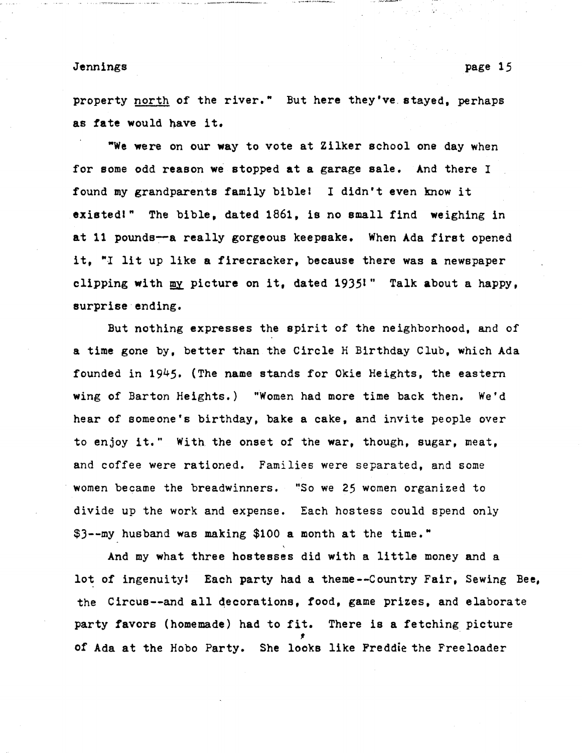property <u>north</u> of the river." But here they've stayed, perhaps as fate would have it.

"We were on our way to vote at Zilker school one day when for some odd reason we stopped at a garage sale. And there I found my grandparents family bible! I didn't even know it existed!" The bible, dated 1861, is no small find weighing in at 11 pounds—a really gorgeous keepsake. When Ada first opened it, "I lit up like a firecracker, because there was a newspaper clipping with <u>my</u> picture on it, dated 1935!" Talk about a happy, surprise ending.

But nothing expresses the spirit of the neighborhood, and of a time gone by, better than the Circle H Birthday Club, which Ada founded in 1945. (The name stands for Okie Heights, the eastern wing of Barton Heights.) "Women had more time back then. We'd hear of someone's birthday, bake a cake, and invite people over to enjoy it." With the onset of the war, though, sugar, meat, and coffee were rationed. Families were separated, and some women became the breadwinners. "So we 25 women organized to divide up the work and expense. Each hostess could spend only $3--my husband was making $100 a month at the time."

And my what three hostesses did with a little money and a lot of ingenuity! Each party had a theme--Country Fair, Sewing Bee, the Circus--and all decorations, food, game prizes, and elaborate party favors (homemade) had to fit. There is a fetching picture of Ada at the Hobo Party. She looks like Freddie the Freeloader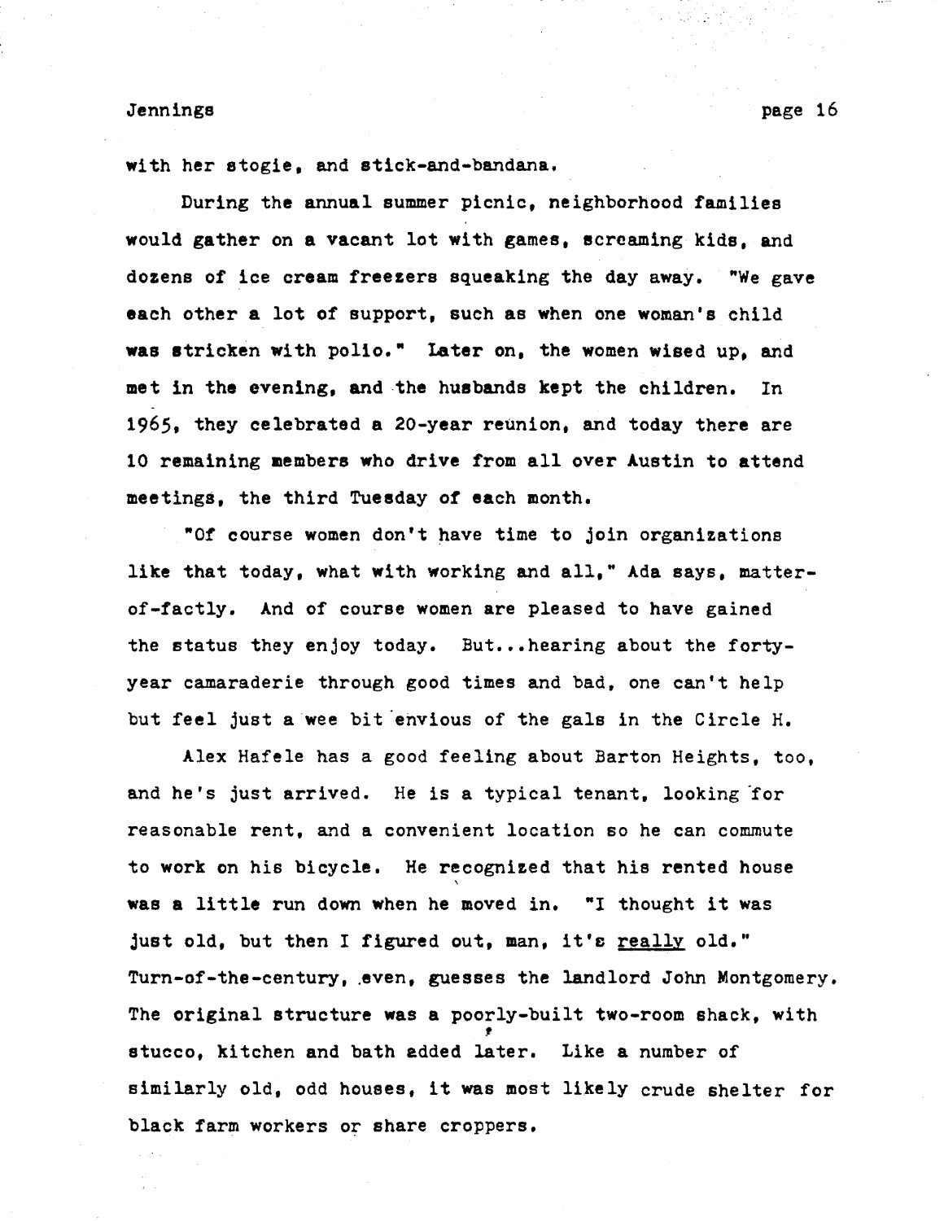with her stogie, and stick-and-bandana.

During the annual summer picnic, neighborhood families would gather on a vacant lot with games, screaming kids, and dozens of ice cream freezers squeaking the day away. "We gave each other a lot of support, such as when one woman's child was stricken with polio." Later on, the women wised up, and met in the evening, and the husbands kept the children. In 1965, they celebrated a 20-year reunion, and today there are 10 remaining members who drive from all over Austin to attend meetings, the third Tuesday of each month.

"Of course women don't have time to join organizations like that today, what with working and all," Ada says, matter-of-factly. And of course women are pleased to have gained the status they enjoy today. But...hearing about the forty-year camaraderie through good times and bad, one can't help but feel just a wee bit envious of the gals in the Circle H.

Alex Hafele has a good feeling about Barton Heights, too, and he's just arrived. He is a typical tenant, looking for reasonable rent, and a convenient location so he can commute to work on his bicycle. He recognized that his rented house was a little run down when he moved in. "I thought it was just old, but then I figured out, man, it's <u>really</u> old." Turn-of-the-century, even, guesses the landlord John Montgomery. The original structure was a poorly-built two-room shack, with stucco, kitchen and bath added later. Like a number of similarly old, odd houses, it was most likely crude shelter for black farm workers or share croppers.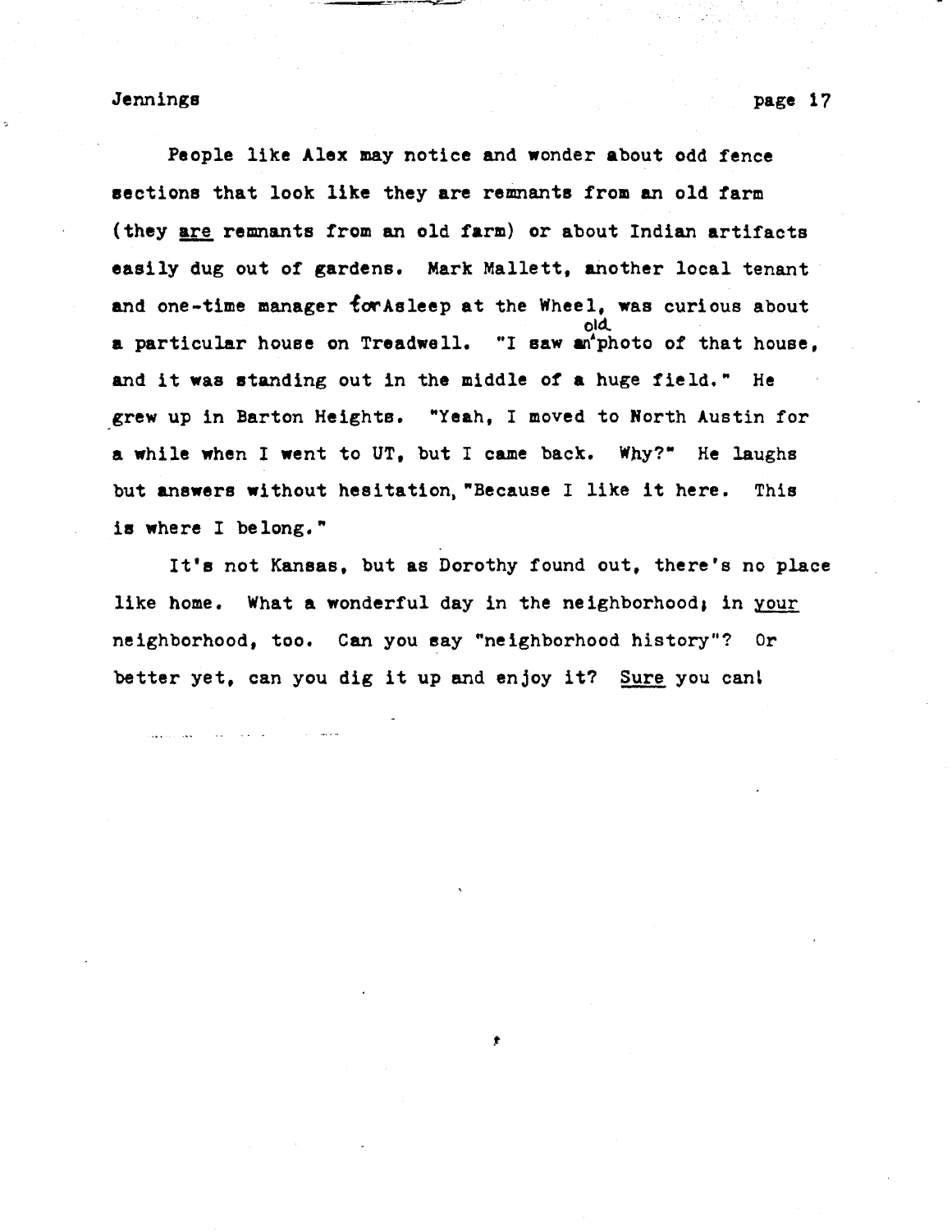People like Alex may notice and wonder about odd fence sections that look like they are remnants from an old farm (they _are_ remnants from an old farm) or about Indian artifacts easily dug out of gardens. Mark Mallett, another local tenant and one-time manager for Asleep at the Wheel, was curious about a particular house on Treadwell. "I saw an old photo of that house, and it was standing out in the middle of a huge field." He grew up in Barton Heights. "Yeah, I moved to North Austin for a while when I went to UT, but I came back. Why?" He laughs but answers without hesitation, "Because I like it here. This is where I belong."

It's not Kansas, but as Dorothy found out, there's no place like home. What a wonderful day in the neighborhood; in _your_ neighborhood, too. Can you say "neighborhood history"? Or better yet, can you dig it up and enjoy it? _Sure_ you can!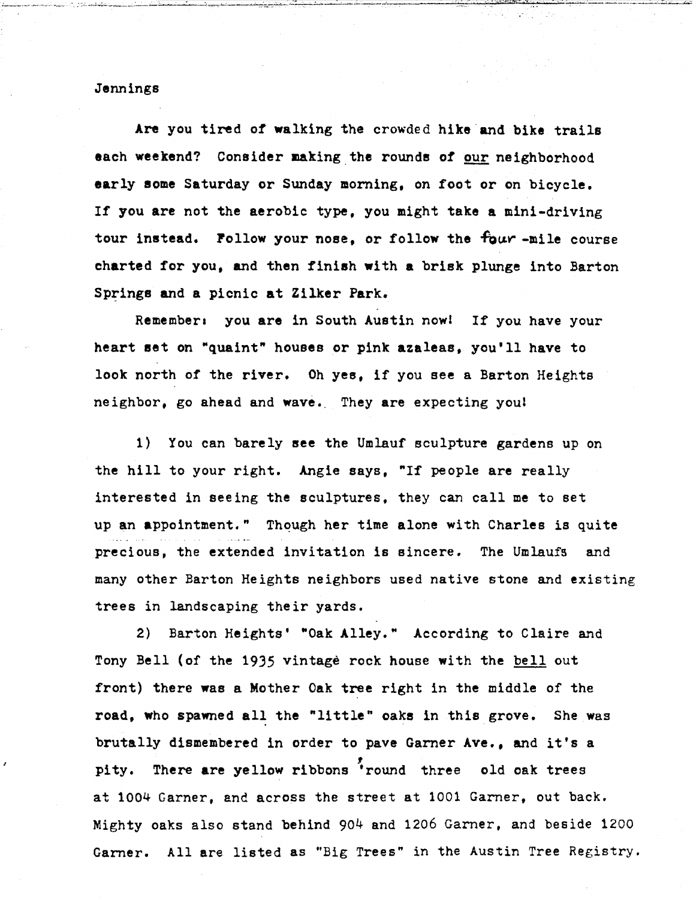Jennings

Are you tired of walking the crowded hike and bike trails each weekend? Consider making the rounds of our neighborhood early some Saturday or Sunday morning, on foot or on bicycle. If you are not the aerobic type, you might take a mini-driving tour instead. Follow your nose, or follow the four-mile course charted for you, and then finish with a brisk plunge into Barton Springs and a picnic at Zilker Park.

Remember: you are in South Austin now! If you have your heart set on "quaint" houses or pink azaleas, you'll have to look north of the river. Oh yes, if you see a Barton Heights neighbor, go ahead and wave. They are expecting you!

1) You can barely see the Umlauf sculpture gardens up on the hill to your right. Angie says, "If people are really interested in seeing the sculptures, they can call me to set up an appointment." Though her time alone with Charles is quite precious, the extended invitation is sincere. The Umlaufs and many other Barton Heights neighbors used native stone and existing trees in landscaping their yards.

2) Barton Heights' "Oak Alley." According to Claire and Tony Bell (of the 1935 vintage rock house with the bell out front) there was a Mother Oak tree right in the middle of the road, who spawned all the "little" oaks in this grove. She was brutally dismembered in order to pave Garner Ave., and it's a pity. There are yellow ribbons 'round three old oak trees at 1004 Garner, and across the street at 1001 Garner, out back. Mighty oaks also stand behind 904 and 1206 Garner, and beside 1200 Garner. All are listed as "Big Trees" in the Austin Tree Registry.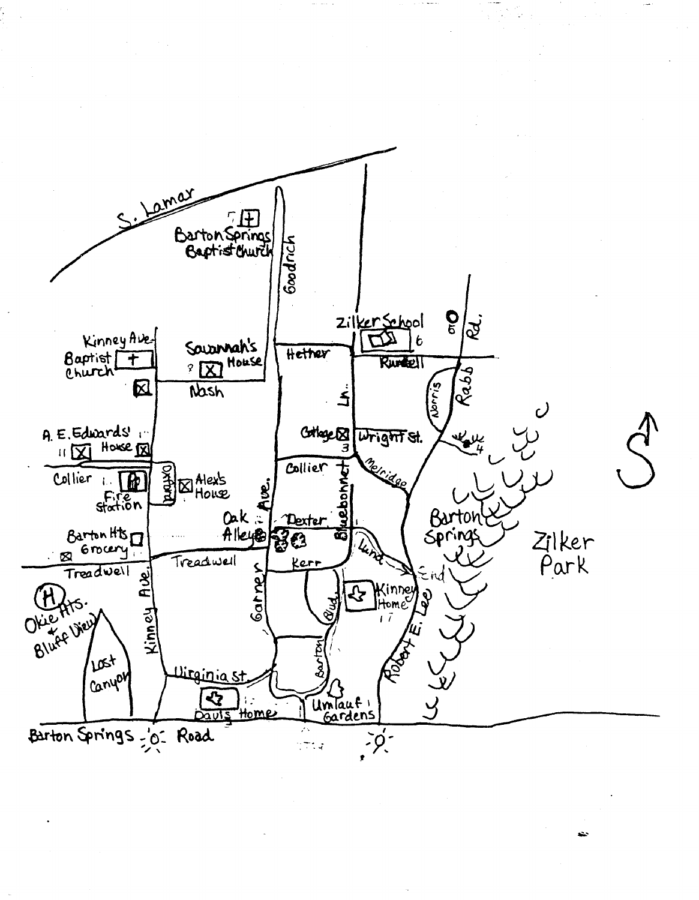S. Lamar

Barton Springs Baptist Church

Goodrich

Zilker School

Rd.

Kinney Ave. Baptist Church

Savannah's House

Hether

Rundell

Nash

Ln.

Norris

Rabb

A. E. Edwards' House

Cottage

Wright St.

Collier

Fire Station

Oxford

Alex's House

Collier

Melridge

Oak Alley

Dexter

Bluebonnet

Barton Springs

Zilker Park

Barton Hts Grocery

Lund

Treadwell

Treadwell

Kerr

End

Garner Ave.

Kinney Home

Okie Hts. + Bluff View

Kinney Ave.

Blvd.

Barton

Robert E. Lee

Lost Canyon

Virginia St.

Dauls Home

Umlauf Gardens

Barton Springs Road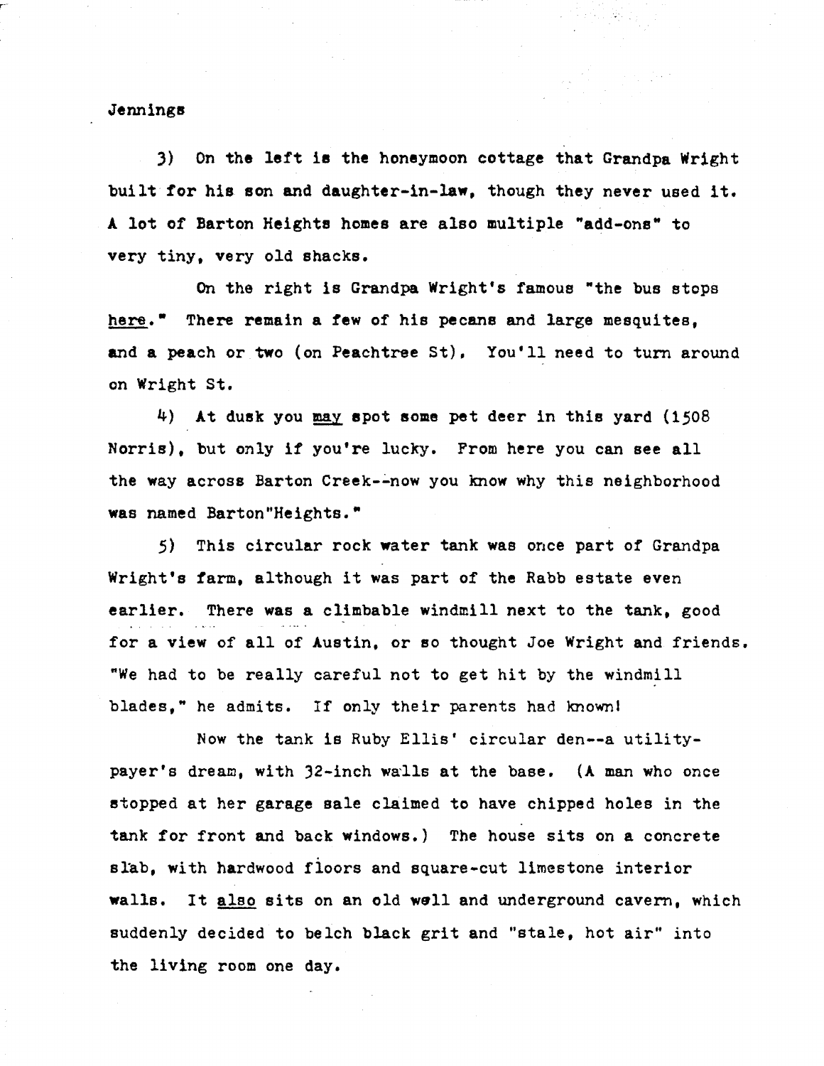3) On the left is the honeymoon cottage that Grandpa Wright built for his son and daughter-in-law, though they never used it. A lot of Barton Heights homes are also multiple "add-ons" to very tiny, very old shacks.

On the right is Grandpa Wright's famous "the bus stops <u>here</u>." There remain a few of his pecans and large mesquites, and a peach or two (on Peachtree St). You'll need to turn around on Wright St.

4) At dusk you <u>may</u> spot some pet deer in this yard (1508 Norris), but only if you're lucky. From here you can see all the way across Barton Creek--now you know why this neighborhood was named Barton "Heights."

5) This circular rock water tank was once part of Grandpa Wright's farm, although it was part of the Rabb estate even earlier. There was a climbable windmill next to the tank, good for a view of all of Austin, or so thought Joe Wright and friends. "We had to be really careful not to get hit by the windmill blades," he admits. If only their parents had known!

Now the tank is Ruby Ellis' circular den--a utility-payer's dream, with 32-inch walls at the base. (A man who once stopped at her garage sale claimed to have chipped holes in the tank for front and back windows.) The house sits on a concrete slab, with hardwood floors and square-cut limestone interior walls. It <u>also</u> sits on an old well and underground cavern, which suddenly decided to belch black grit and "stale, hot air" into the living room one day.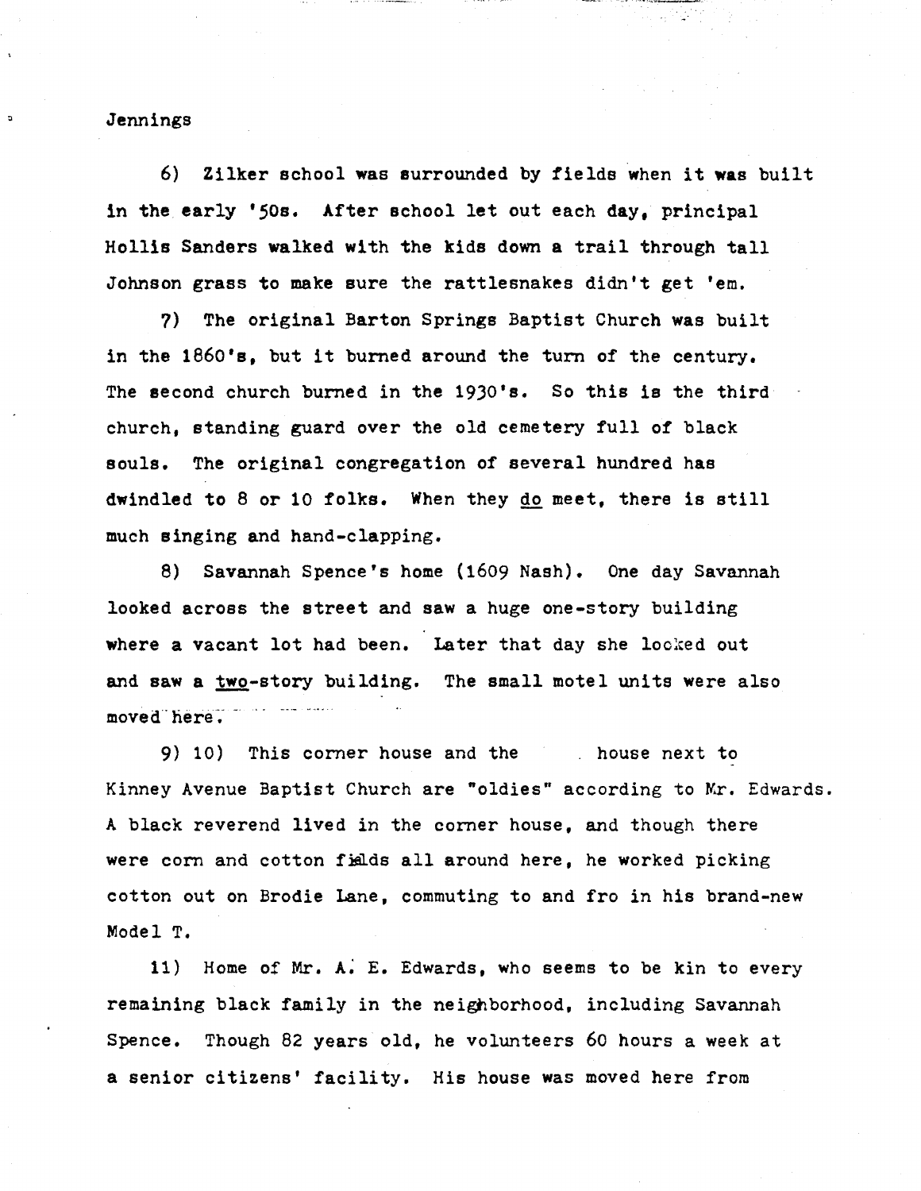6) Zilker school was surrounded by fields when it was built in the early '50s. After school let out each day, principal Hollis Sanders walked with the kids down a trail through tall Johnson grass to make sure the rattlesnakes didn't get 'em.

7) The original Barton Springs Baptist Church was built in the 1860's, but it burned around the turn of the century. The second church burned in the 1930's. So this is the third church, standing guard over the old cemetery full of black souls. The original congregation of several hundred has dwindled to 8 or 10 folks. When they <u>do</u> meet, there is still much singing and hand-clapping.

8) Savannah Spence's home (1609 Nash). One day Savannah looked across the street and saw a huge one-story building where a vacant lot had been. Later that day she looked out and saw a <u>two</u>-story building. The small motel units were also moved here.

9) 10) This corner house and the house next to Kinney Avenue Baptist Church are "oldies" according to Mr. Edwards. A black reverend lived in the corner house, and though there were corn and cotton fields all around here, he worked picking cotton out on Brodie Lane, commuting to and fro in his brand-new Model T.

11) Home of Mr. A. E. Edwards, who seems to be kin to every remaining black family in the neighborhood, including Savannah Spence. Though 82 years old, he volunteers 60 hours a week at a senior citizens' facility. His house was moved here from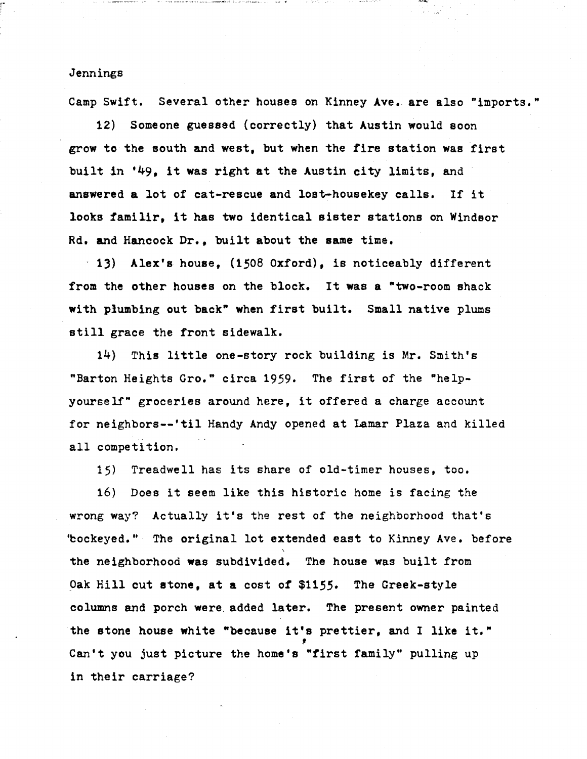Camp Swift. Several other houses on Kinney Ave. are also "imports."

12) Someone guessed (correctly) that Austin would soon grow to the south and west, but when the fire station was first built in '49, it was right at the Austin city limits, and answered a lot of cat-rescue and lost-housekey calls. If it looks familir, it has two identical sister stations on Windsor Rd. and Hancock Dr., built about the same time.

13) Alex's house, (1508 Oxford), is noticeably different from the other houses on the block. It was a "two-room shack with plumbing out back" when first built. Small native plums still grace the front sidewalk.

14) This little one-story rock building is Mr. Smith's "Barton Heights Gro." circa 1959. The first of the "help-yourself" groceries around here, it offered a charge account for neighbors--'til Handy Andy opened at Lamar Plaza and killed all competition.

15) Treadwell has its share of old-timer houses, too.

16) Does it seem like this historic home is facing the wrong way? Actually it's the rest of the neighborhood that's "cockeyed." The original lot extended east to Kinney Ave. before the neighborhood was subdivided. The house was built from Oak Hill cut stone, at a cost of $1155. The Greek-style columns and porch were added later. The present owner painted the stone house white "because it's prettier, and I like it." Can't you just picture the home's "first family" pulling up in their carriage?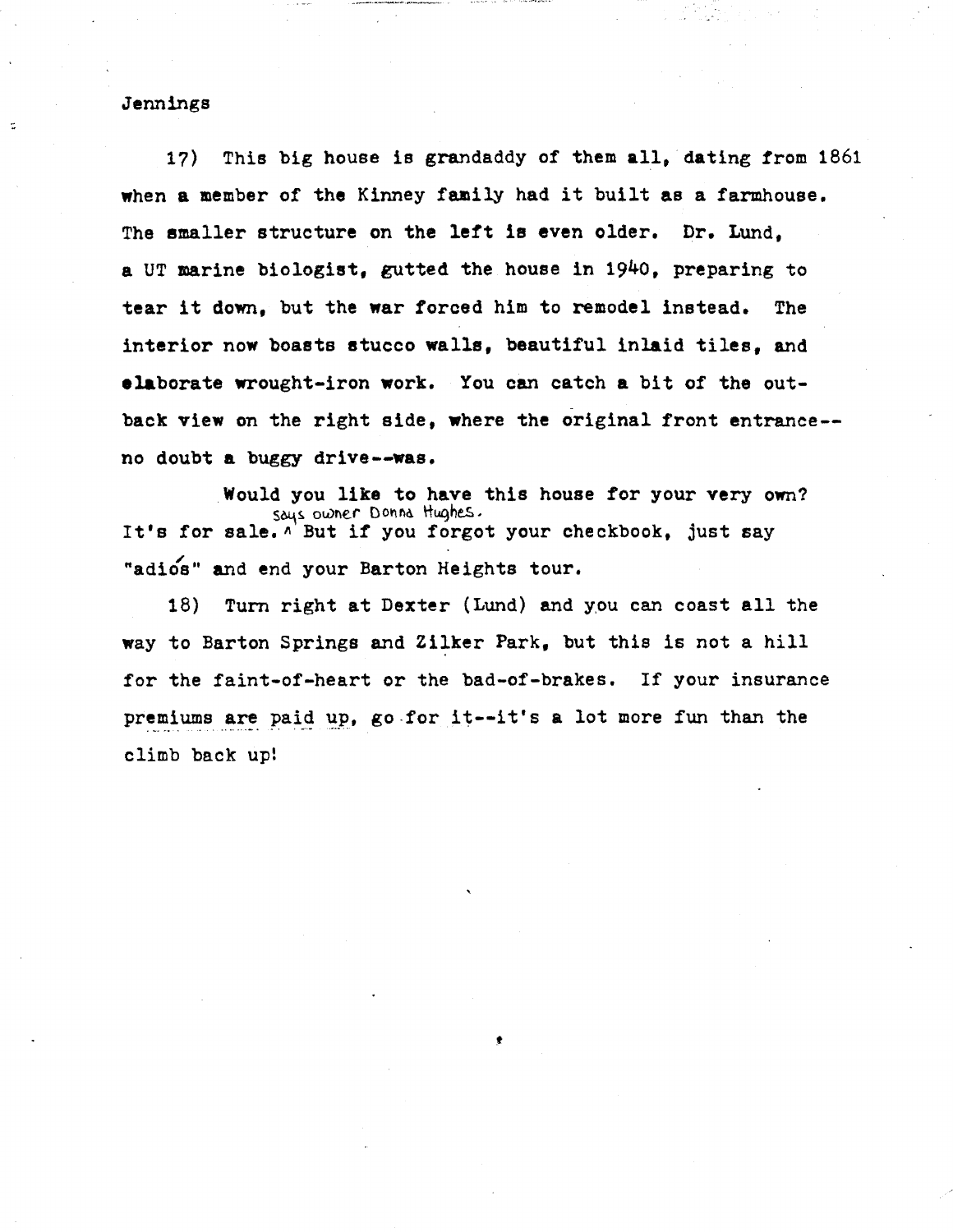17) This big house is grandaddy of them all, dating from 1861 when a member of the Kinney family had it built as a farmhouse. The smaller structure on the left is even older. Dr. Lund, a UT marine biologist, gutted the house in 1940, preparing to tear it down, but the war forced him to remodel instead. The interior now boasts stucco walls, beautiful inlaid tiles, and elaborate wrought-iron work. You can catch a bit of the out-back view on the right side, where the original front entrance--no doubt a buggy drive--was.

Would you like to have this house for your very own? It's for sale, says owner Donna Hughes. But if you forgot your checkbook, just say "adiós" and end your Barton Heights tour.

18) Turn right at Dexter (Lund) and you can coast all the way to Barton Springs and Zilker Park, but this is not a hill for the faint-of-heart or the bad-of-brakes. If your insurance premiums are paid up, go for it--it's a lot more fun than the climb back up!